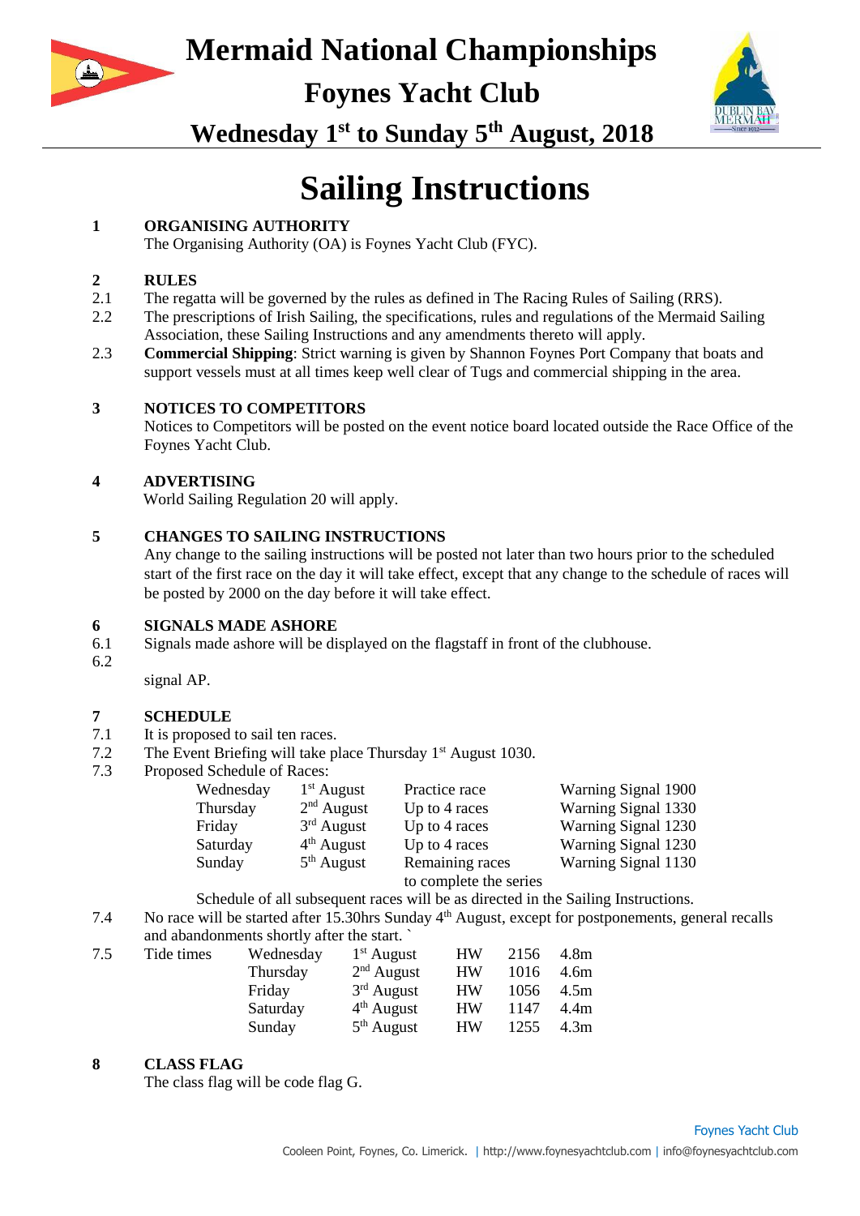# Mermaid National Championships

## Foynes Yacht Club

## Wednesday 1st to Sunday 5th August, 2018

# Sailing Instructions

**1 ORGANISING AUTHORITY**

The Organising Authority (OA) is Foynes Yacht Club (FYC).

**2 RULES**

2.1 The regatta will be governed by the rules as defined in The Racing Rules of Sailing (RRS).

2.2 The prescriptions of Irish Sailing, the specifications, rules and regulations of the Mermaid Sailing Association, these Sailing Instructions and any amendments thereto will apply.

2.3 **Commercial Shipping**: Strict warning is given by Shannon Foynes Port Company that boats and support vessels must at all times keep well clear of Tugs and commercial shipping in the area.

**3 NOTICES TO COMPETITORS**

Notices to Competitors will be posted on the event notice board located outside the Race Office of the Foynes Yacht Club.

**4 ADVERTISING**

World Sailing Regulation 20 will apply.

**5 CHANGES TO SAILING INSTRUCTIONS**

Any change to the sailing instructions will be posted not later than two hours prior to the scheduled start of the first race on the day it will take effect, except that any change to the schedule of races will be posted by 2000 on the day before it will take effect.

**6 SIGNALS MADE ASHORE**

6.1 Signals made ashore will be displayed on the flagstaff in front of the clubhouse.

6.2

signal AP.

**7 SCHEDULE**

7.1 It is proposed to sail ten races.

7.2 The Event Briefing will take place Thursday 1st August 1030.

7.3 Proposed Schedule of Races:

| | | | |
|---|---|---|---|
| Wednesday | 1st August | Practice race | Warning Signal 1900 |
| Thursday | 2nd August | Up to 4 races | Warning Signal 1330 |
| Friday | 3rd August | Up to 4 races | Warning Signal 1230 |
| Saturday | 4th August | Up to 4 races | Warning Signal 1230 |
| Sunday | 5th August | Remaining races to complete the series | Warning Signal 1130 |

Schedule of all subsequent races will be as directed in the Sailing Instructions.

7.4 No race will be started after 15.30hrs Sunday 4th August, except for postponements, general recalls and abandonments shortly after the start. `

7.5 Tide times

| | | | | |
|---|---|---|---|---|
| Wednesday | 1st August | HW | 2156 | 4.8m |
| Thursday | 2nd August | HW | 1016 | 4.6m |
| Friday | 3rd August | HW | 1056 | 4.5m |
| Saturday | 4th August | HW | 1147 | 4.4m |
| Sunday | 5th August | HW | 1255 | 4.3m |

**8 CLASS FLAG**

The class flag will be code flag G.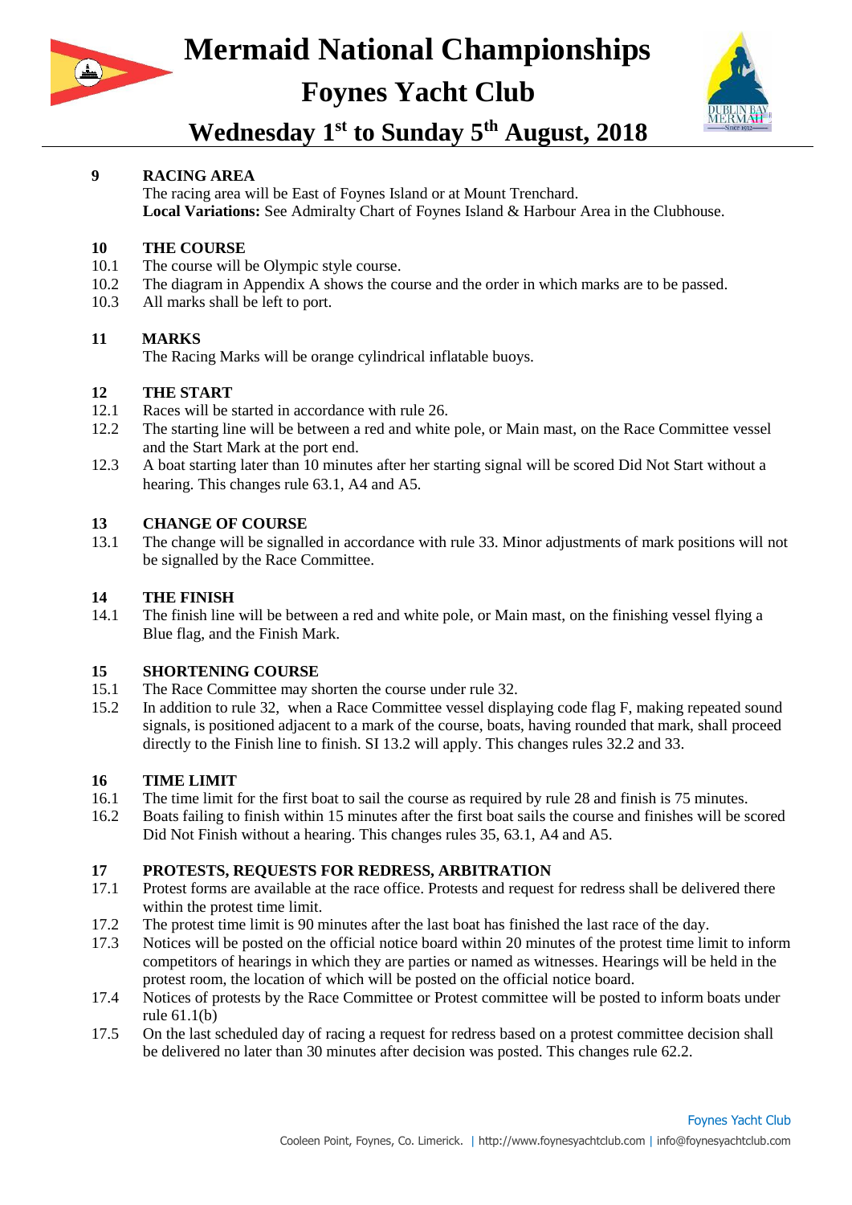## 9 RACING AREA

The racing area will be East of Foynes Island or at Mount Trenchard.
**Local Variations:** See Admiralty Chart of Foynes Island & Harbour Area in the Clubhouse.

## 10 THE COURSE

10.1 The course will be Olympic style course.
10.2 The diagram in Appendix A shows the course and the order in which marks are to be passed.
10.3 All marks shall be left to port.

## 11 MARKS

The Racing Marks will be orange cylindrical inflatable buoys.

## 12 THE START

12.1 Races will be started in accordance with rule 26.
12.2 The starting line will be between a red and white pole, or Main mast, on the Race Committee vessel and the Start Mark at the port end.
12.3 A boat starting later than 10 minutes after her starting signal will be scored Did Not Start without a hearing. This changes rule 63.1, A4 and A5.

## 13 CHANGE OF COURSE

13.1 The change will be signalled in accordance with rule 33. Minor adjustments of mark positions will not be signalled by the Race Committee.

## 14 THE FINISH

14.1 The finish line will be between a red and white pole, or Main mast, on the finishing vessel flying a Blue flag, and the Finish Mark.

## 15 SHORTENING COURSE

15.1 The Race Committee may shorten the course under rule 32.
15.2 In addition to rule 32, when a Race Committee vessel displaying code flag F, making repeated sound signals, is positioned adjacent to a mark of the course, boats, having rounded that mark, shall proceed directly to the Finish line to finish. SI 13.2 will apply. This changes rules 32.2 and 33.

## 16 TIME LIMIT

16.1 The time limit for the first boat to sail the course as required by rule 28 and finish is 75 minutes.
16.2 Boats failing to finish within 15 minutes after the first boat sails the course and finishes will be scored Did Not Finish without a hearing. This changes rules 35, 63.1, A4 and A5.

## 17 PROTESTS, REQUESTS FOR REDRESS, ARBITRATION

17.1 Protest forms are available at the race office. Protests and request for redress shall be delivered there within the protest time limit.
17.2 The protest time limit is 90 minutes after the last boat has finished the last race of the day.
17.3 Notices will be posted on the official notice board within 20 minutes of the protest time limit to inform competitors of hearings in which they are parties or named as witnesses. Hearings will be held in the protest room, the location of which will be posted on the official notice board.
17.4 Notices of protests by the Race Committee or Protest committee will be posted to inform boats under rule 61.1(b)
17.5 On the last scheduled day of racing a request for redress based on a protest committee decision shall be delivered no later than 30 minutes after decision was posted. This changes rule 62.2.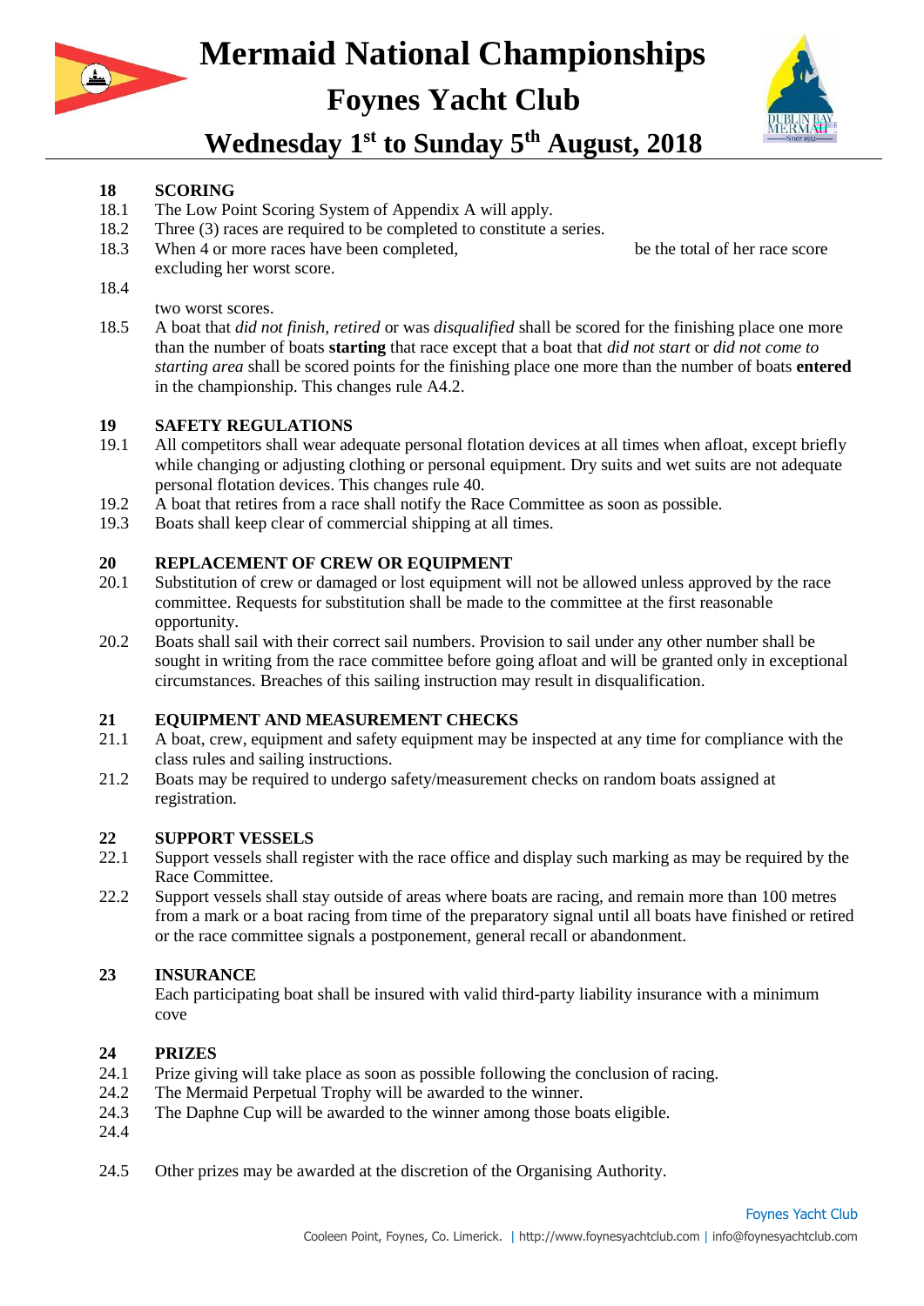# Mermaid National Championships

## Foynes Yacht Club

## Wednesday 1st to Sunday 5th August, 2018

**18 SCORING**

18.1 The Low Point Scoring System of Appendix A will apply.

18.2 Three (3) races are required to be completed to constitute a series.

18.3 When 4 or more races have been completed, be the total of her race score excluding her worst score.

18.4

two worst scores.

18.5 A boat that *did not finish*, *retired* or was *disqualified* shall be scored for the finishing place one more than the number of boats **starting** that race except that a boat that *did not start* or *did not come to starting area* shall be scored points for the finishing place one more than the number of boats **entered** in the championship. This changes rule A4.2.

**19 SAFETY REGULATIONS**

19.1 All competitors shall wear adequate personal flotation devices at all times when afloat, except briefly while changing or adjusting clothing or personal equipment. Dry suits and wet suits are not adequate personal flotation devices. This changes rule 40.

19.2 A boat that retires from a race shall notify the Race Committee as soon as possible.

19.3 Boats shall keep clear of commercial shipping at all times.

**20 REPLACEMENT OF CREW OR EQUIPMENT**

20.1 Substitution of crew or damaged or lost equipment will not be allowed unless approved by the race committee. Requests for substitution shall be made to the committee at the first reasonable opportunity.

20.2 Boats shall sail with their correct sail numbers. Provision to sail under any other number shall be sought in writing from the race committee before going afloat and will be granted only in exceptional circumstances. Breaches of this sailing instruction may result in disqualification.

**21 EQUIPMENT AND MEASUREMENT CHECKS**

21.1 A boat, crew, equipment and safety equipment may be inspected at any time for compliance with the class rules and sailing instructions.

21.2 Boats may be required to undergo safety/measurement checks on random boats assigned at registration.

**22 SUPPORT VESSELS**

22.1 Support vessels shall register with the race office and display such marking as may be required by the Race Committee.

22.2 Support vessels shall stay outside of areas where boats are racing, and remain more than 100 metres from a mark or a boat racing from time of the preparatory signal until all boats have finished or retired or the race committee signals a postponement, general recall or abandonment.

**23 INSURANCE**

Each participating boat shall be insured with valid third-party liability insurance with a minimum cove

**24 PRIZES**

24.1 Prize giving will take place as soon as possible following the conclusion of racing.

24.2 The Mermaid Perpetual Trophy will be awarded to the winner.

24.3 The Daphne Cup will be awarded to the winner among those boats eligible.

24.4

24.5 Other prizes may be awarded at the discretion of the Organising Authority.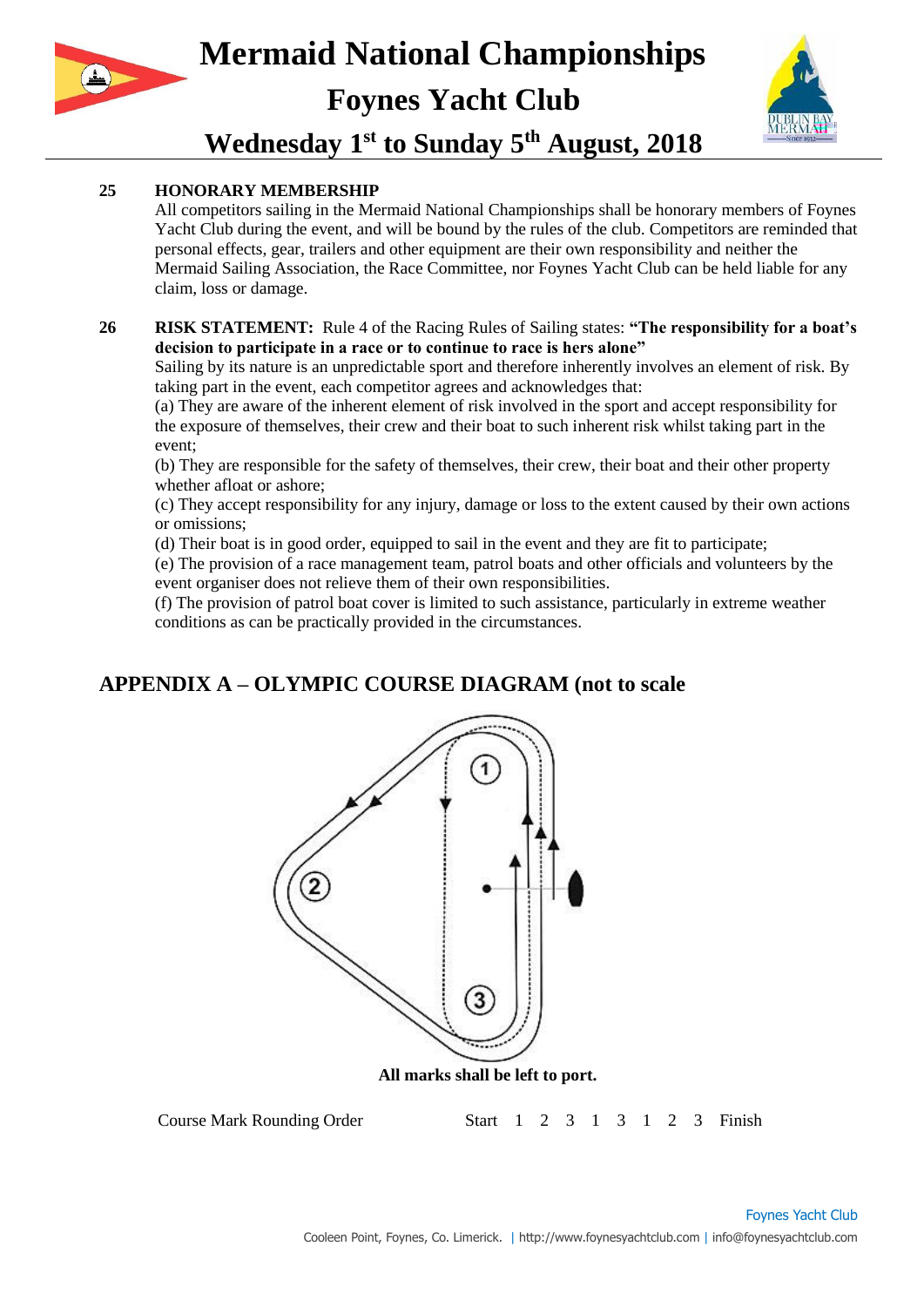**25 HONORARY MEMBERSHIP**

All competitors sailing in the Mermaid National Championships shall be honorary members of Foynes Yacht Club during the event, and will be bound by the rules of the club. Competitors are reminded that personal effects, gear, trailers and other equipment are their own responsibility and neither the Mermaid Sailing Association, the Race Committee, nor Foynes Yacht Club can be held liable for any claim, loss or damage.

**26 RISK STATEMENT:** Rule 4 of the Racing Rules of Sailing states: **"The responsibility for a boat's decision to participate in a race or to continue to race is hers alone"**

Sailing by its nature is an unpredictable sport and therefore inherently involves an element of risk. By taking part in the event, each competitor agrees and acknowledges that:

(a) They are aware of the inherent element of risk involved in the sport and accept responsibility for the exposure of themselves, their crew and their boat to such inherent risk whilst taking part in the event;

(b) They are responsible for the safety of themselves, their crew, their boat and their other property whether afloat or ashore;

(c) They accept responsibility for any injury, damage or loss to the extent caused by their own actions or omissions;

(d) Their boat is in good order, equipped to sail in the event and they are fit to participate;

(e) The provision of a race management team, patrol boats and other officials and volunteers by the event organiser does not relieve them of their own responsibilities.

(f) The provision of patrol boat cover is limited to such assistance, particularly in extreme weather conditions as can be practically provided in the circumstances.

## APPENDIX A – OLYMPIC COURSE DIAGRAM (not to scale

1
2
3

**All marks shall be left to port.**

Course Mark Rounding Order Start 1 2 3 1 3 1 2 3 Finish